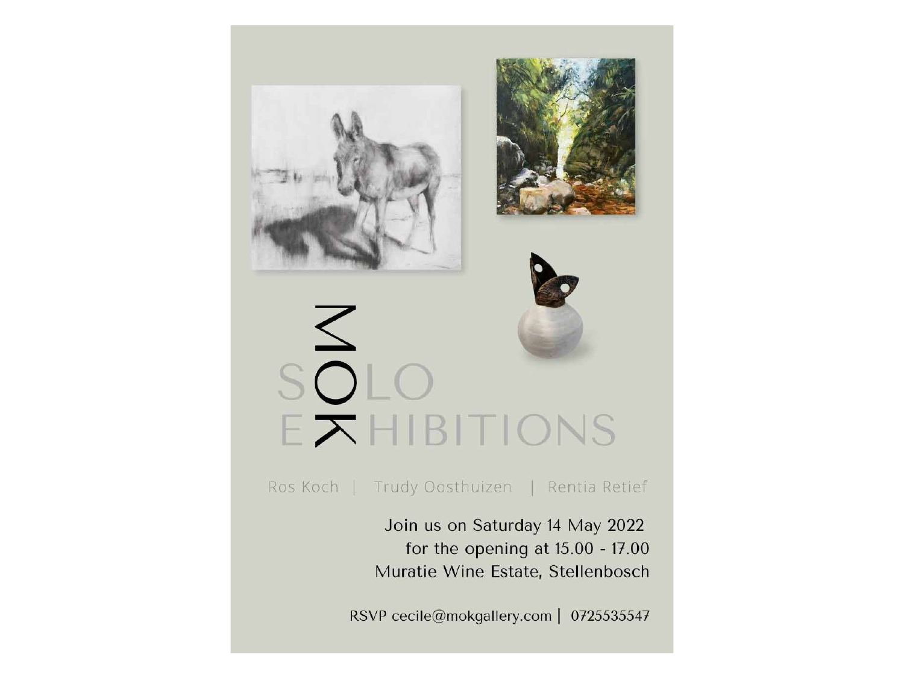# MOK

# SOLO EXHIBITIONS

Ros Koch | Trudy Oosthuizen | Rentia Retief

Join us on Saturday 14 May 2022
for the opening at 15.00 - 17.00
Muratie Wine Estate, Stellenbosch

RSVP cecile@mokgallery.com | 0725535547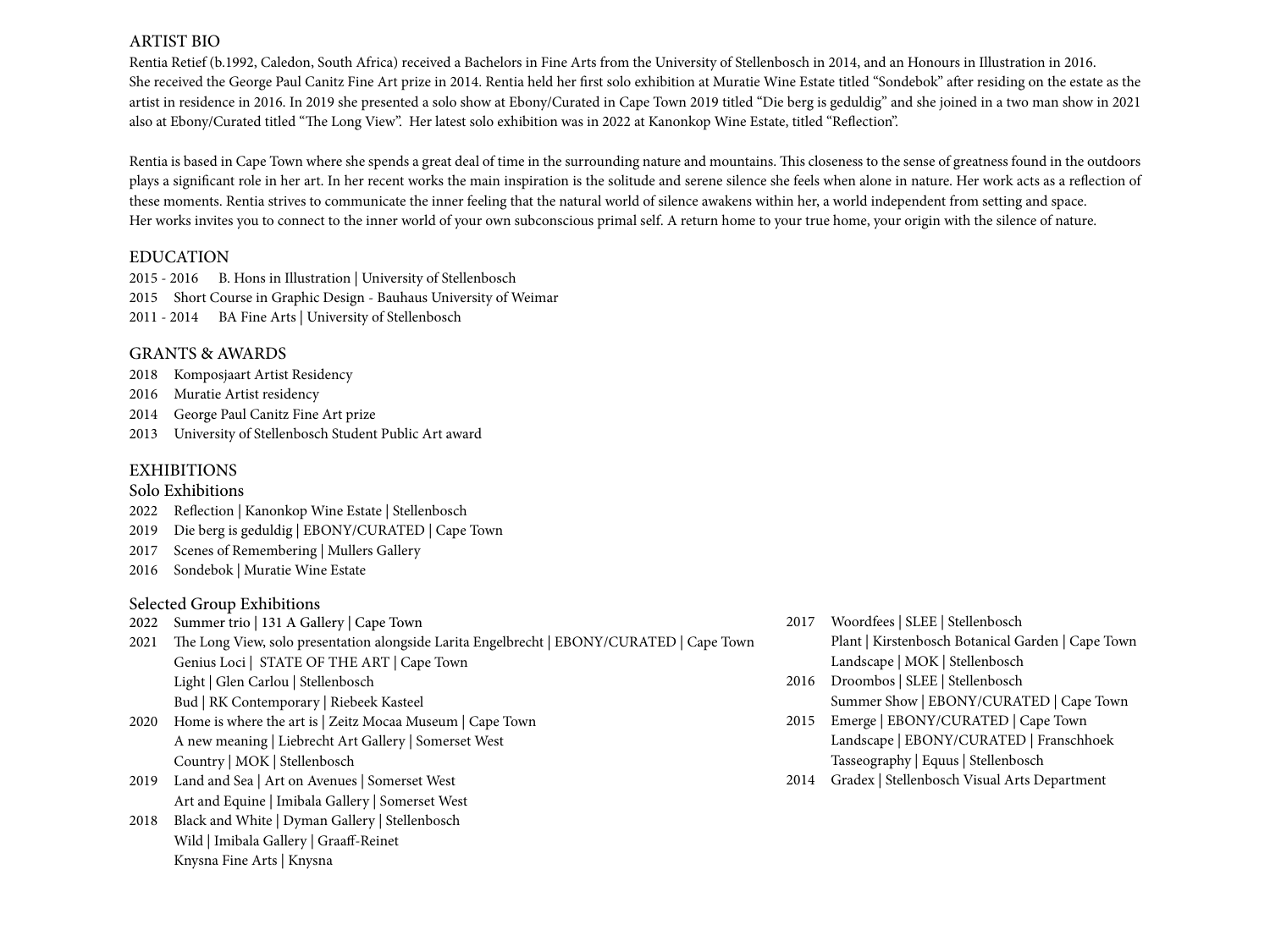## ARTIST BIO

Rentia Retief (b.1992, Caledon, South Africa) received a Bachelors in Fine Arts from the University of Stellenbosch in 2014, and an Honours in Illustration in 2016. She received the George Paul Canitz Fine Art prize in 2014. Rentia held her first solo exhibition at Muratie Wine Estate titled "Sondebok" after residing on the estate as the artist in residence in 2016. In 2019 she presented a solo show at Ebony/Curated in Cape Town 2019 titled "Die berg is geduldig" and she joined in a two man show in 2021 also at Ebony/Curated titled "The Long View". Her latest solo exhibition was in 2022 at Kanonkop Wine Estate, titled "Reflection".

Rentia is based in Cape Town where she spends a great deal of time in the surrounding nature and mountains. This closeness to the sense of greatness found in the outdoors plays a significant role in her art. In her recent works the main inspiration is the solitude and serene silence she feels when alone in nature. Her work acts as a reflection of these moments. Rentia strives to communicate the inner feeling that the natural world of silence awakens within her, a world independent from setting and space.
Her works invites you to connect to the inner world of your own subconscious primal self. A return home to your true home, your origin with the silence of nature.

## EDUCATION

2015 - 2016 B. Hons in Illustration | University of Stellenbosch
2015 Short Course in Graphic Design - Bauhaus University of Weimar
2011 - 2014 BA Fine Arts | University of Stellenbosch

## GRANTS & AWARDS

2018 Komposjaart Artist Residency
2016 Muratie Artist residency
2014 George Paul Canitz Fine Art prize
2013 University of Stellenbosch Student Public Art award

## EXHIBITIONS

### Solo Exhibitions

2022 Reflection | Kanonkop Wine Estate | Stellenbosch
2019 Die berg is geduldig | EBONY/CURATED | Cape Town
2017 Scenes of Remembering | Mullers Gallery
2016 Sondebok | Muratie Wine Estate

### Selected Group Exhibitions

2022 Summer trio | 131 A Gallery | Cape Town
2021 The Long View, solo presentation alongside Larita Engelbrecht | EBONY/CURATED | Cape Town
Genius Loci | STATE OF THE ART | Cape Town
Light | Glen Carlou | Stellenbosch
Bud | RK Contemporary | Riebeek Kasteel
2020 Home is where the art is | Zeitz Mocaa Museum | Cape Town
A new meaning | Liebrecht Art Gallery | Somerset West
Country | MOK | Stellenbosch
2019 Land and Sea | Art on Avenues | Somerset West
Art and Equine | Imibala Gallery | Somerset West
2018 Black and White | Dyman Gallery | Stellenbosch
Wild | Imibala Gallery | Graaff-Reinet
Knysna Fine Arts | Knysna
2017 Woordfees | SLEE | Stellenbosch
Plant | Kirstenbosch Botanical Garden | Cape Town
Landscape | MOK | Stellenbosch
2016 Droombos | SLEE | Stellenbosch
Summer Show | EBONY/CURATED | Cape Town
2015 Emerge | EBONY/CURATED | Cape Town
Landscape | EBONY/CURATED | Franschhoek
Tasseography | Equus | Stellenbosch
2014 Gradex | Stellenbosch Visual Arts Department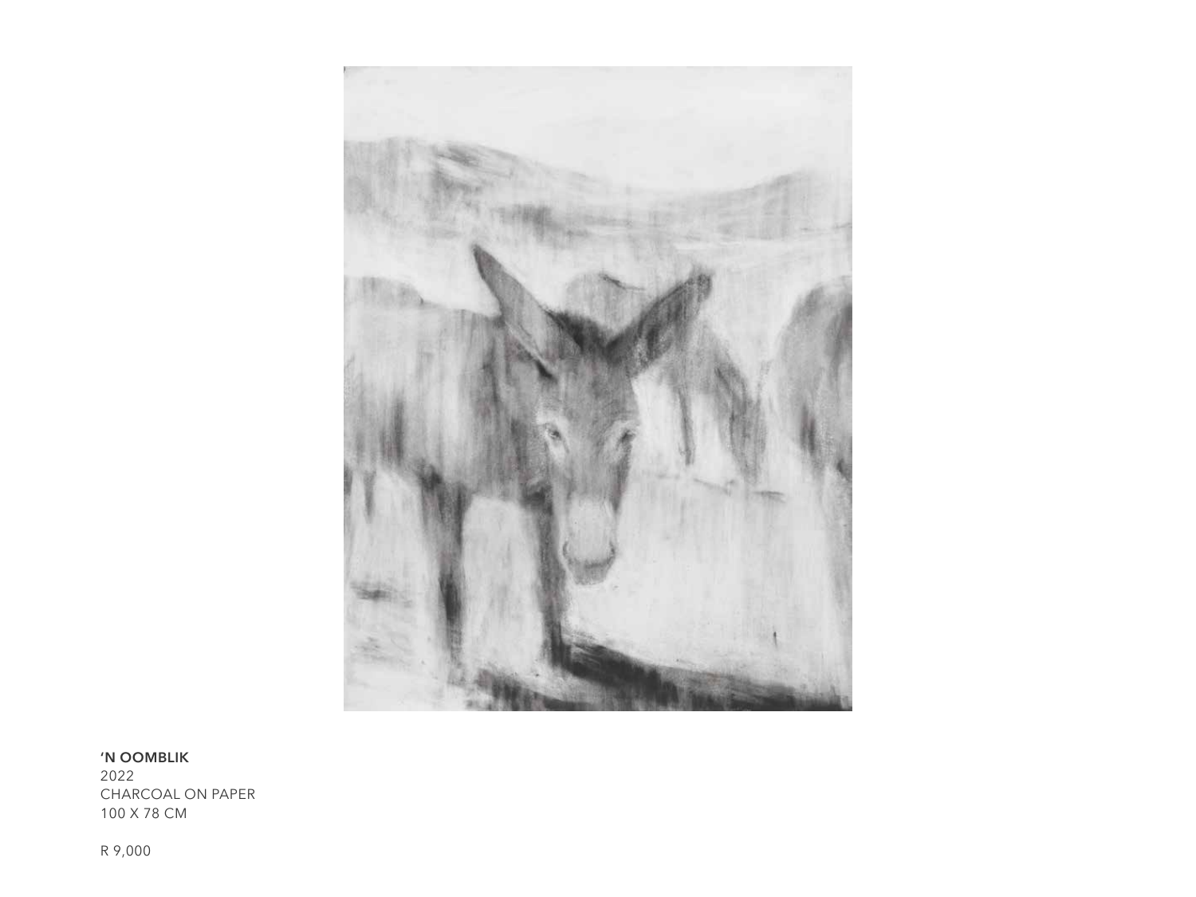**'N OOMBLIK**
2022
CHARCOAL ON PAPER
100 X 78 CM

R 9,000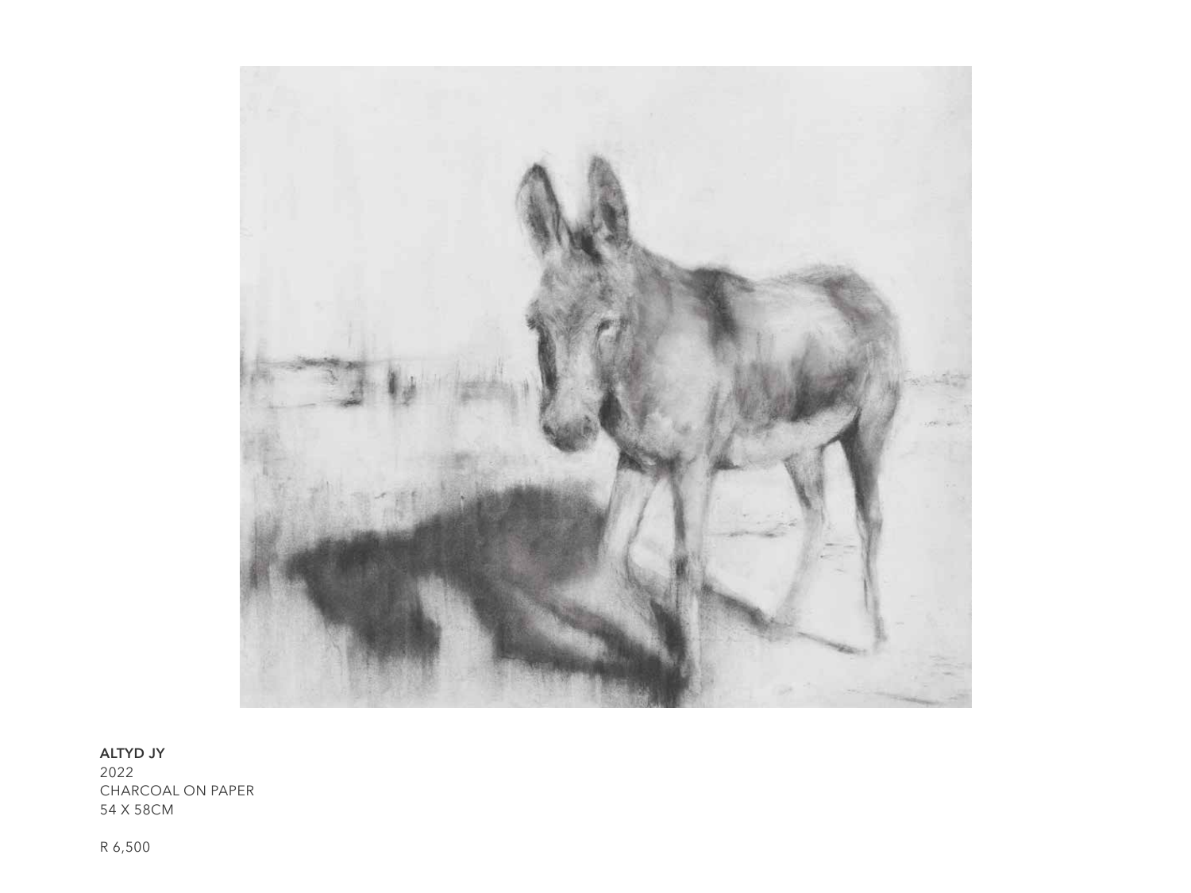**ALTYD JY**
2022
CHARCOAL ON PAPER
54 X 58CM

R 6,500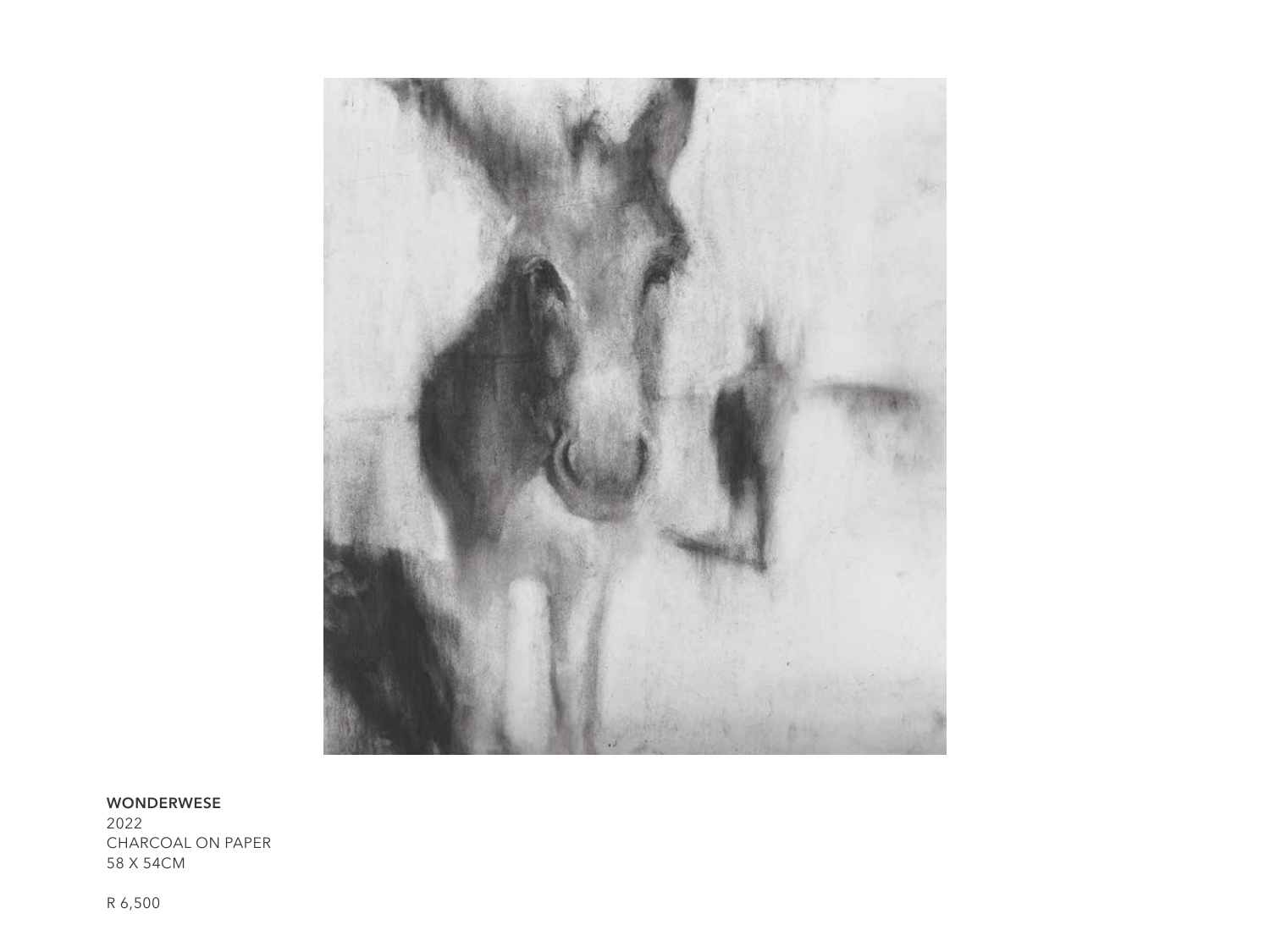**WONDERWESE**
2022
CHARCOAL ON PAPER
58 X 54CM

R 6,500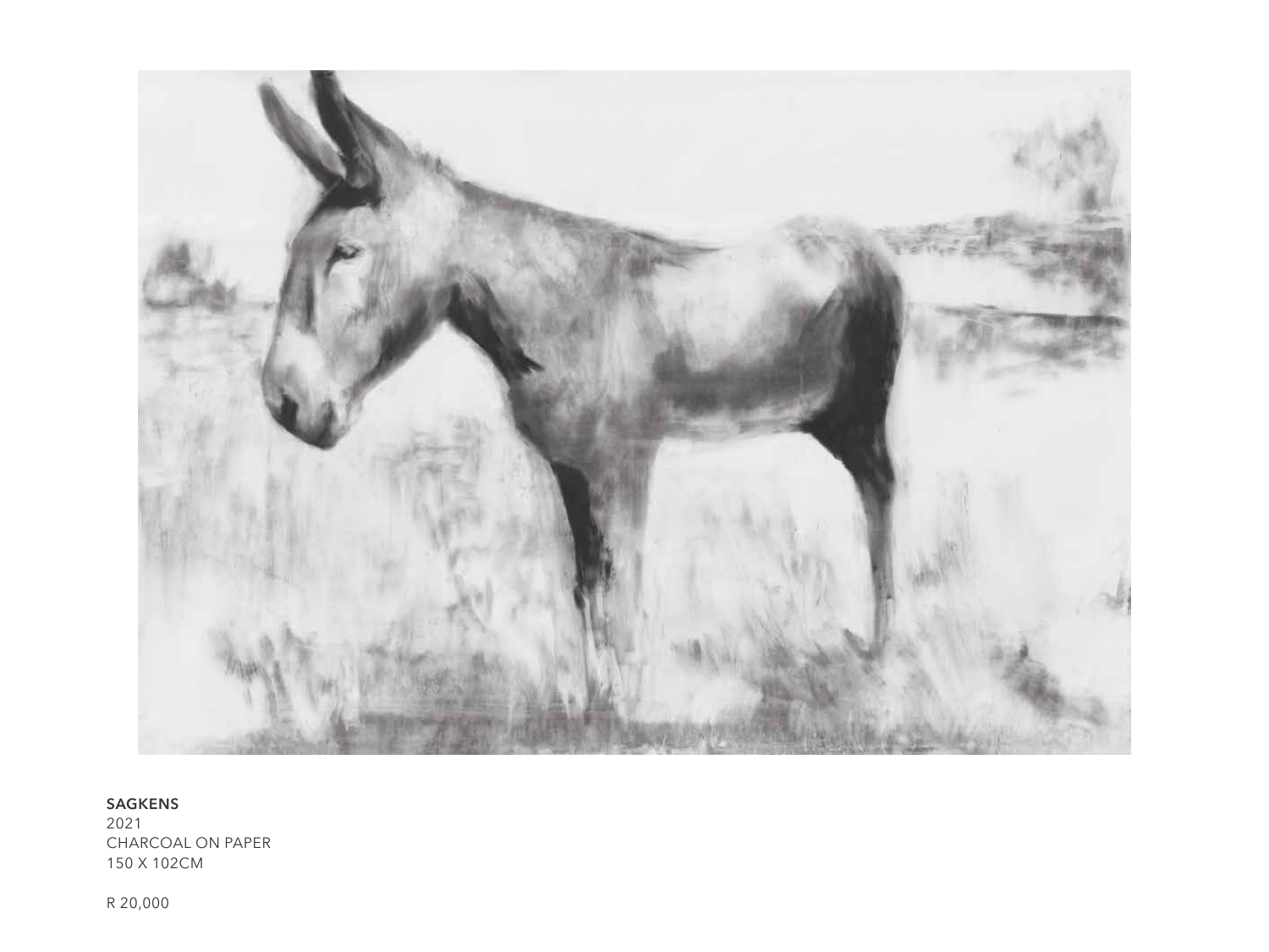**SAGKENS**
2021
CHARCOAL ON PAPER
150 X 102CM

R 20,000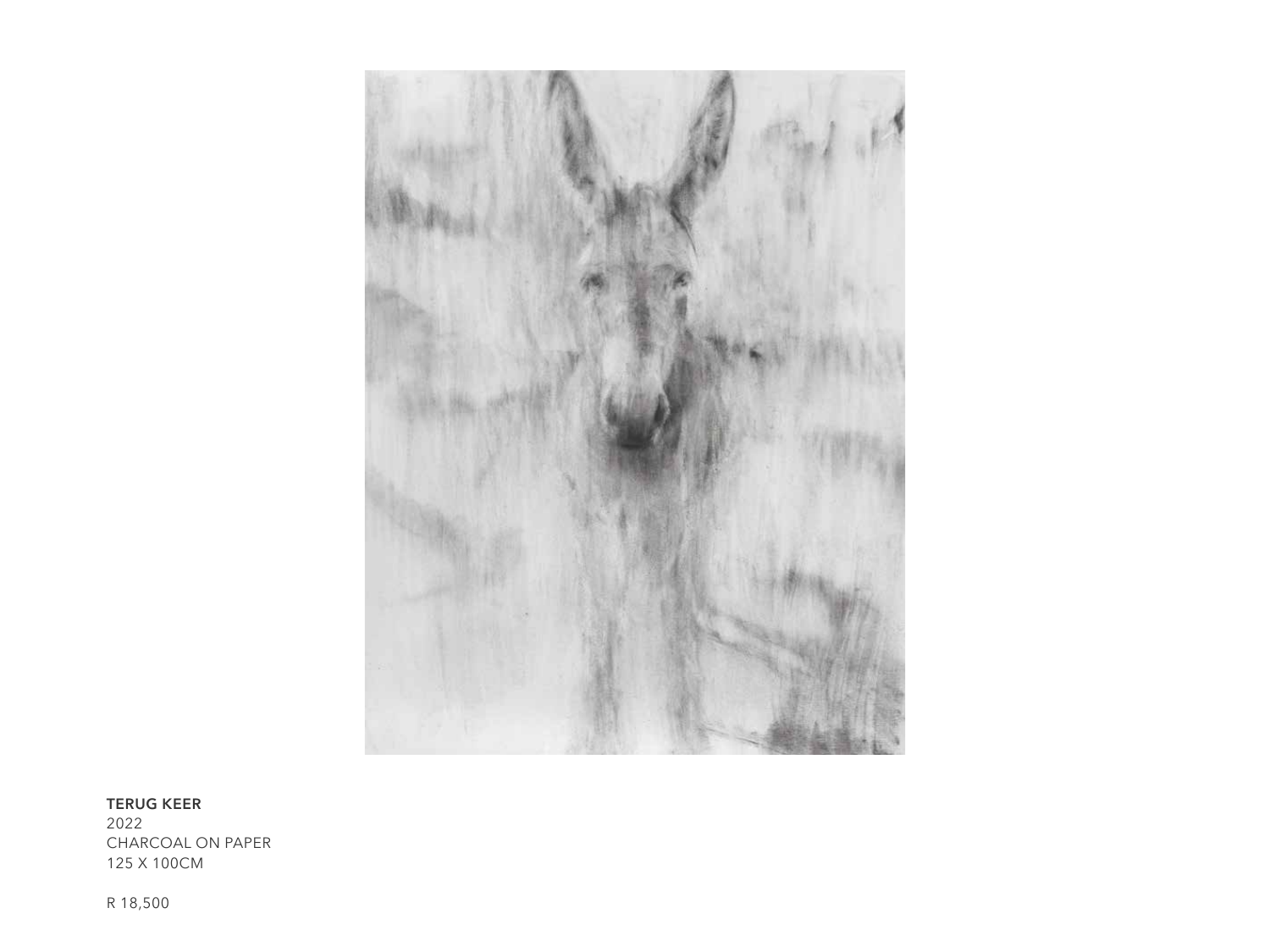**TERUG KEER**
2022
CHARCOAL ON PAPER
125 X 100CM

R 18,500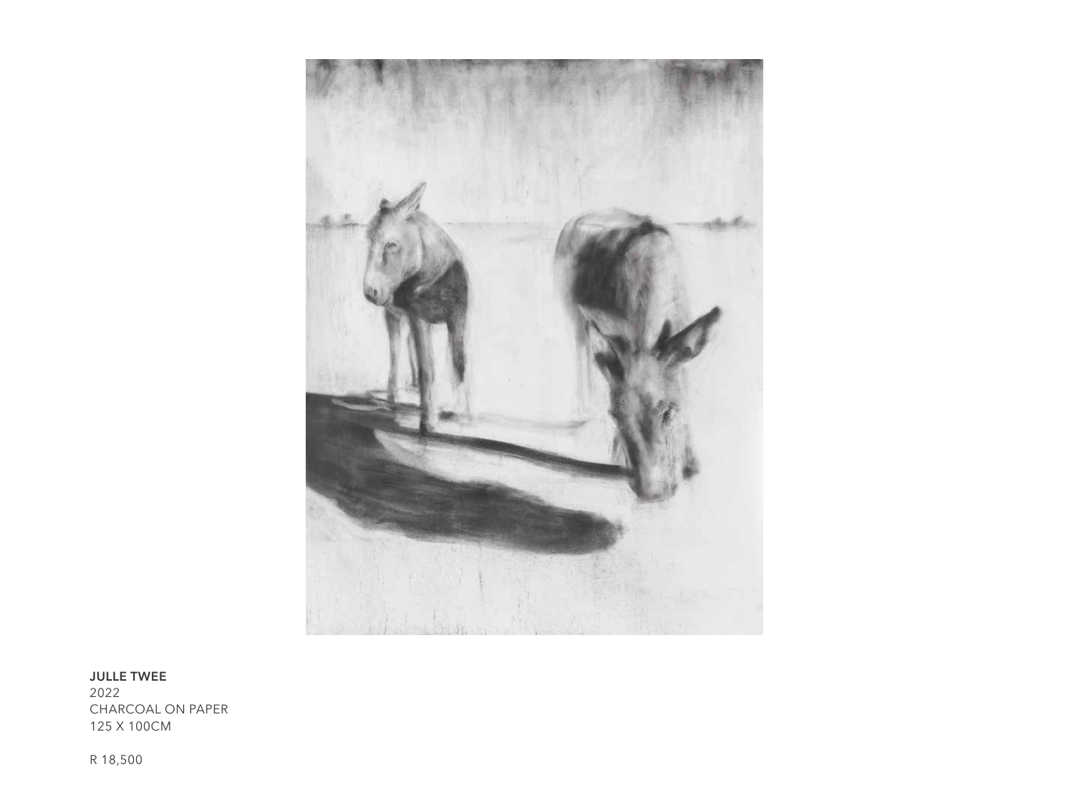**JULLE TWEE**
2022
CHARCOAL ON PAPER
125 X 100CM

R 18,500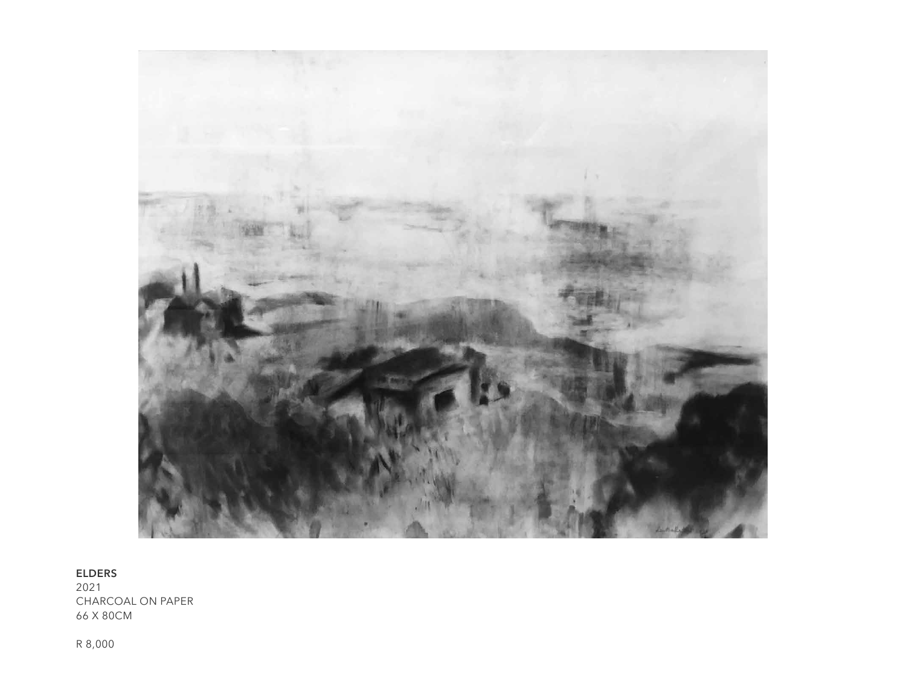**ELDERS**
2021
CHARCOAL ON PAPER
66 X 80CM

R 8,000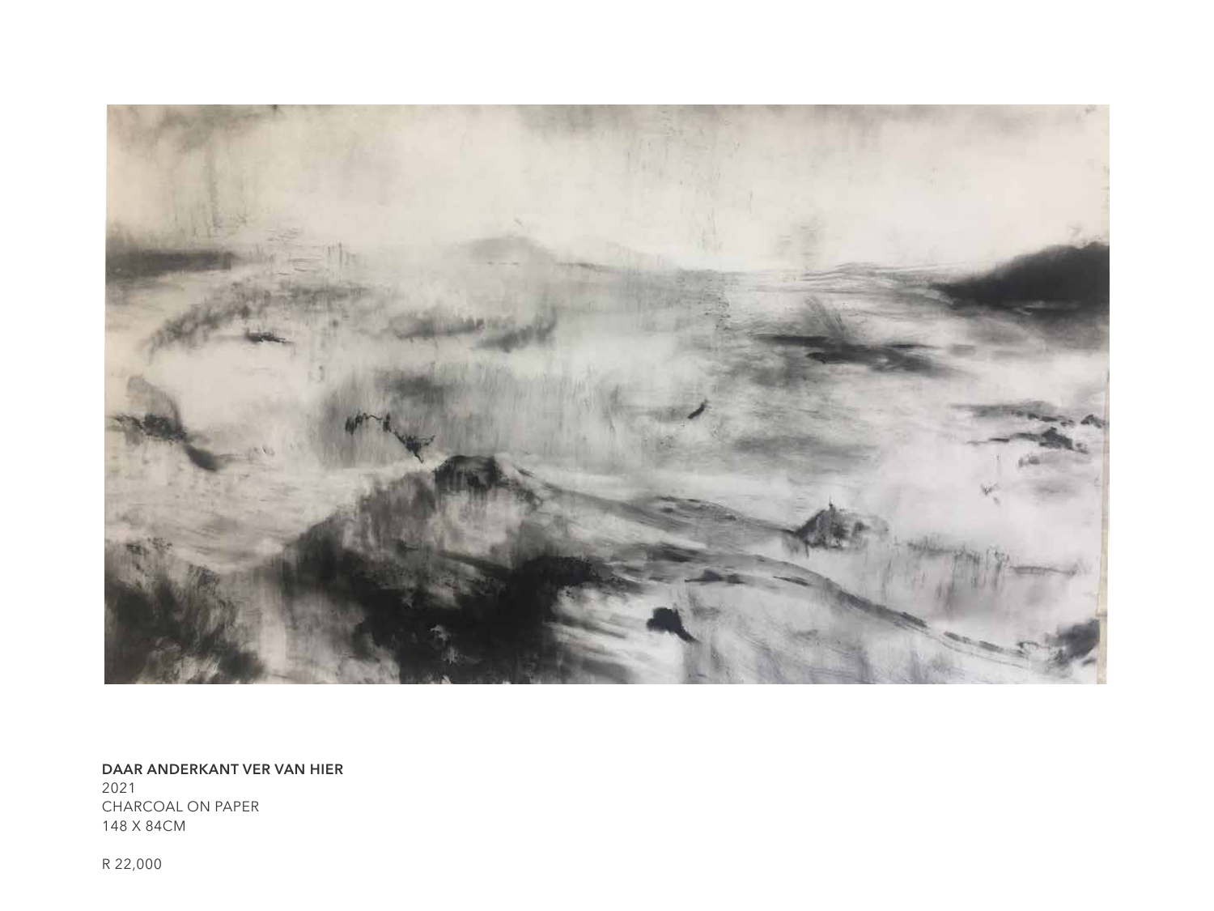**DAAR ANDERKANT VER VAN HIER**
2021
CHARCOAL ON PAPER
148 X 84CM

R 22,000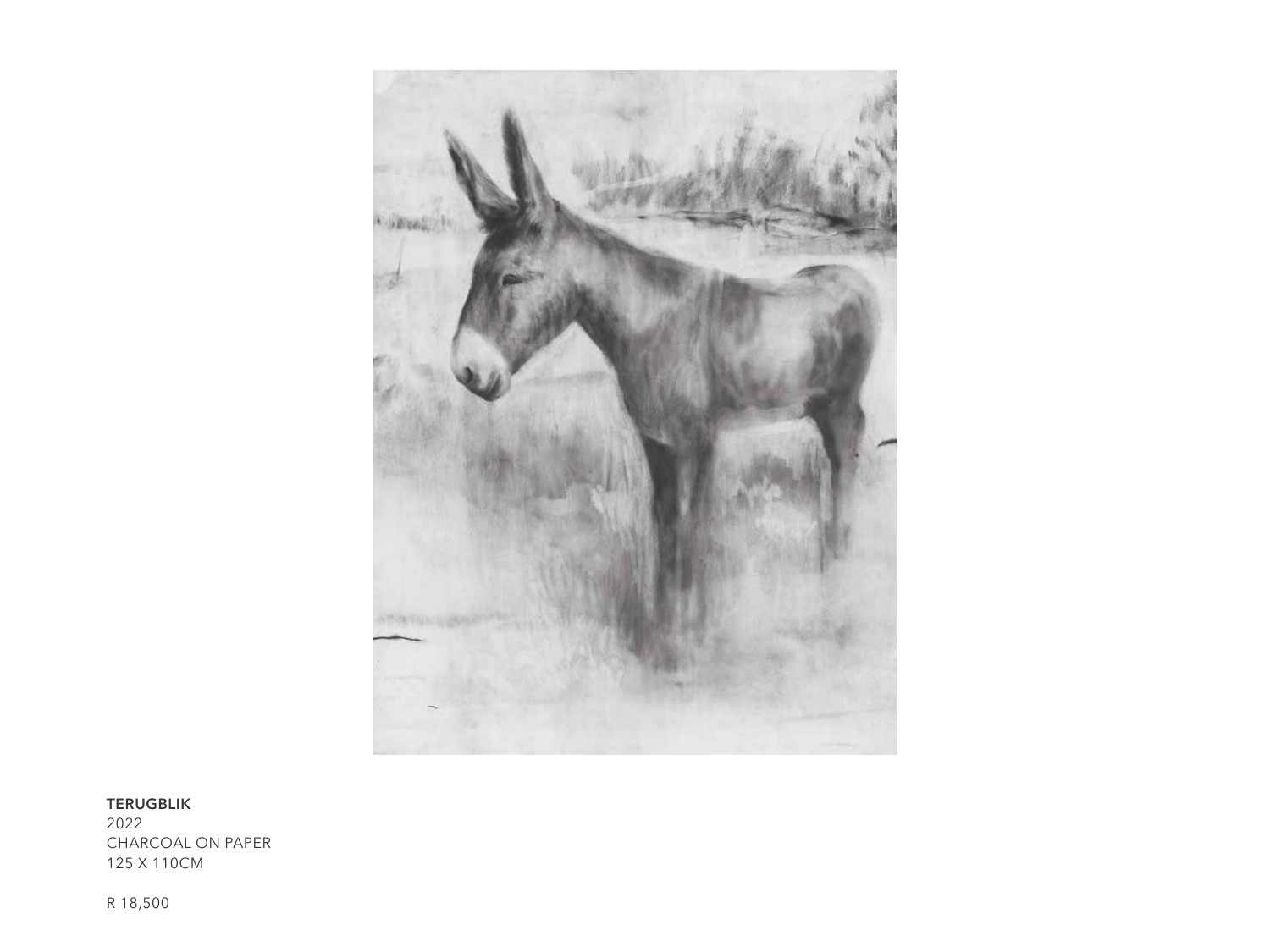**TERUGBLIK**
2022
CHARCOAL ON PAPER
125 X 110CM

R 18,500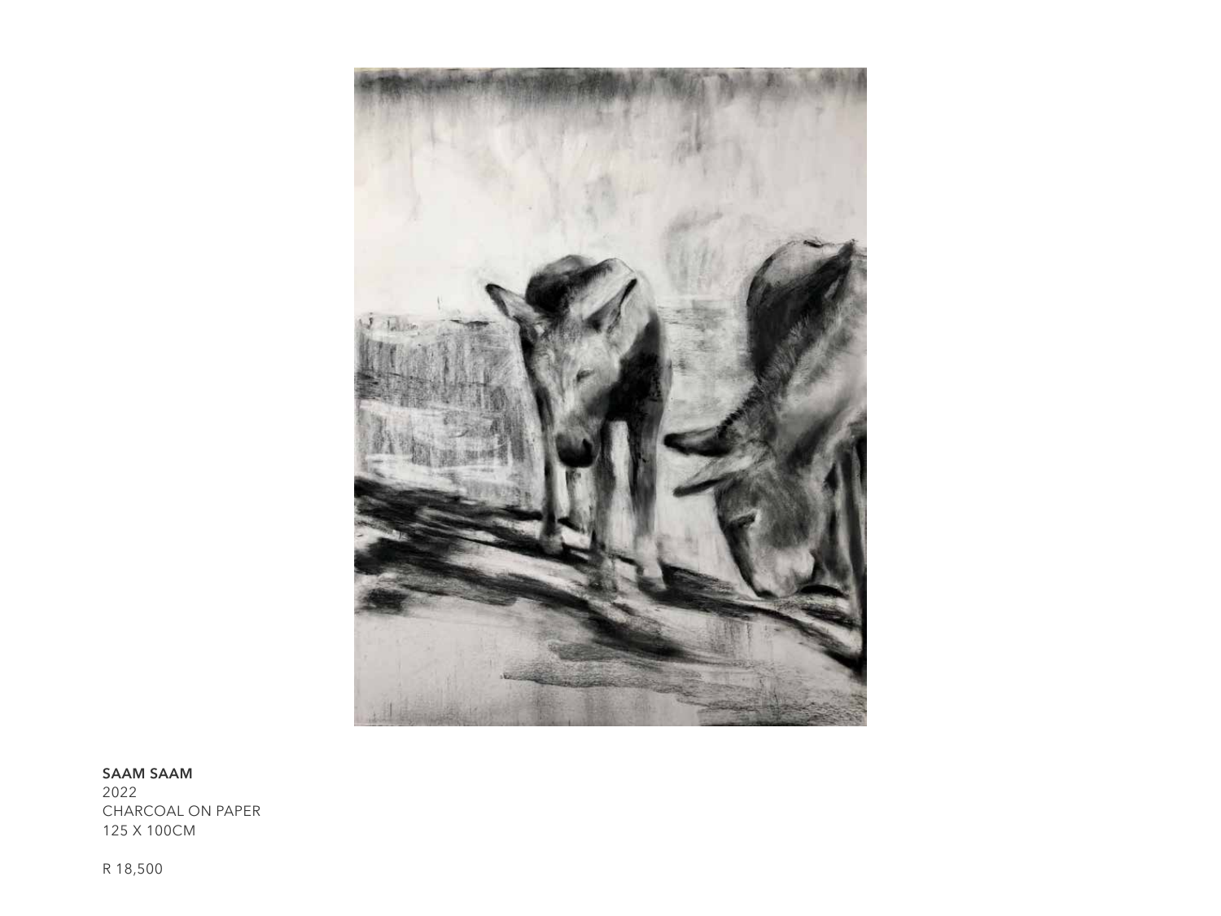**SAAM SAAM**
2022
CHARCOAL ON PAPER
125 X 100CM

R 18,500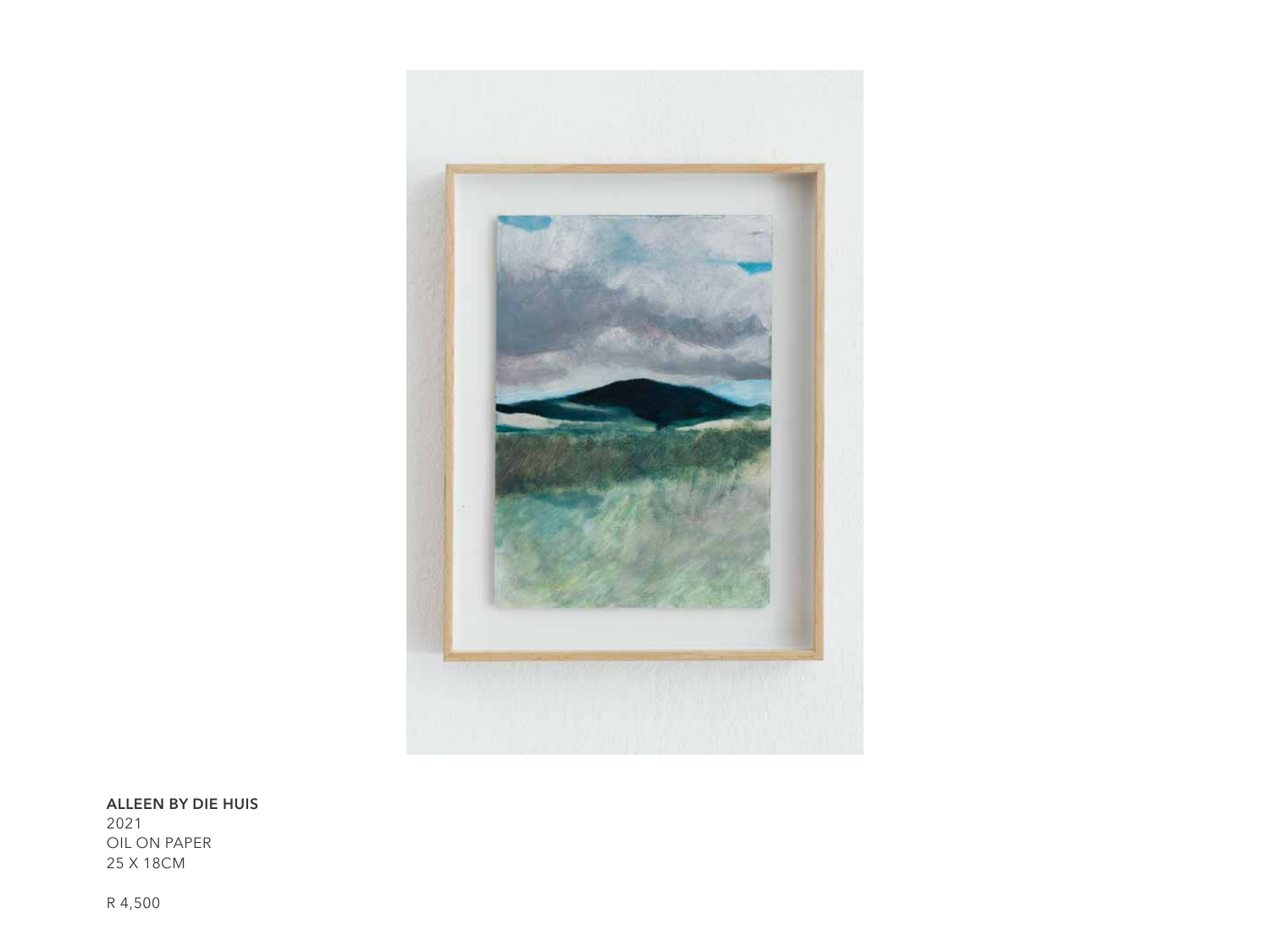**ALLEEN BY DIE HUIS**
2021
OIL ON PAPER
25 X 18CM

R 4,500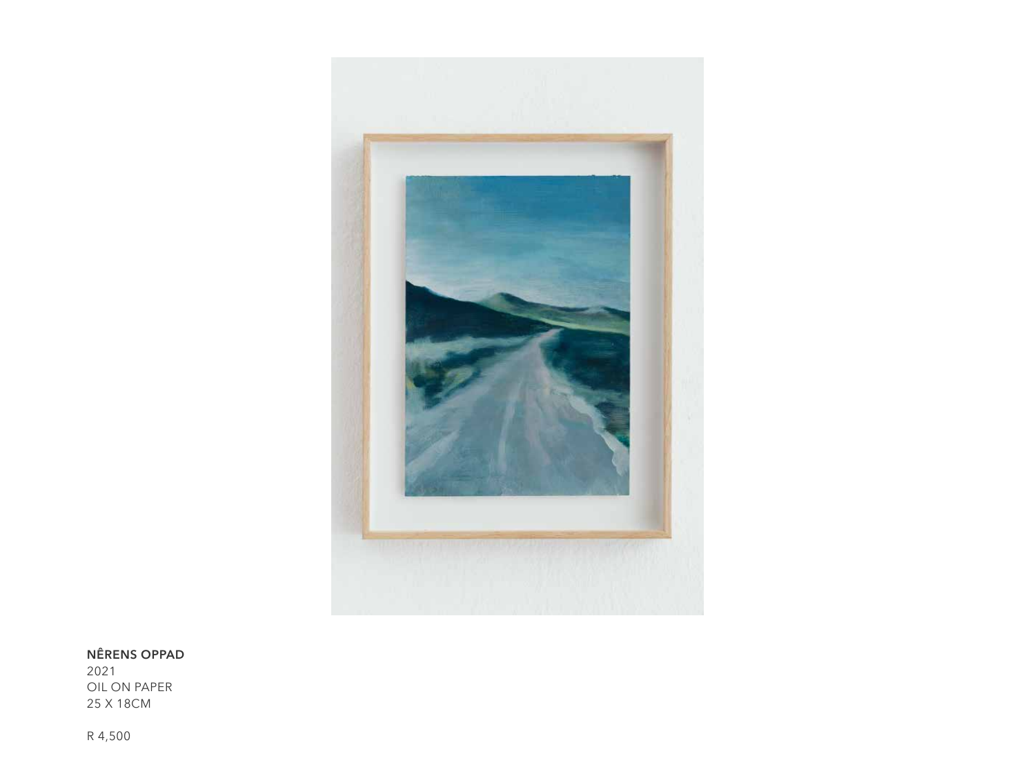**NÊRENS OPPAD**
2021
OIL ON PAPER
25 X 18CM

R 4,500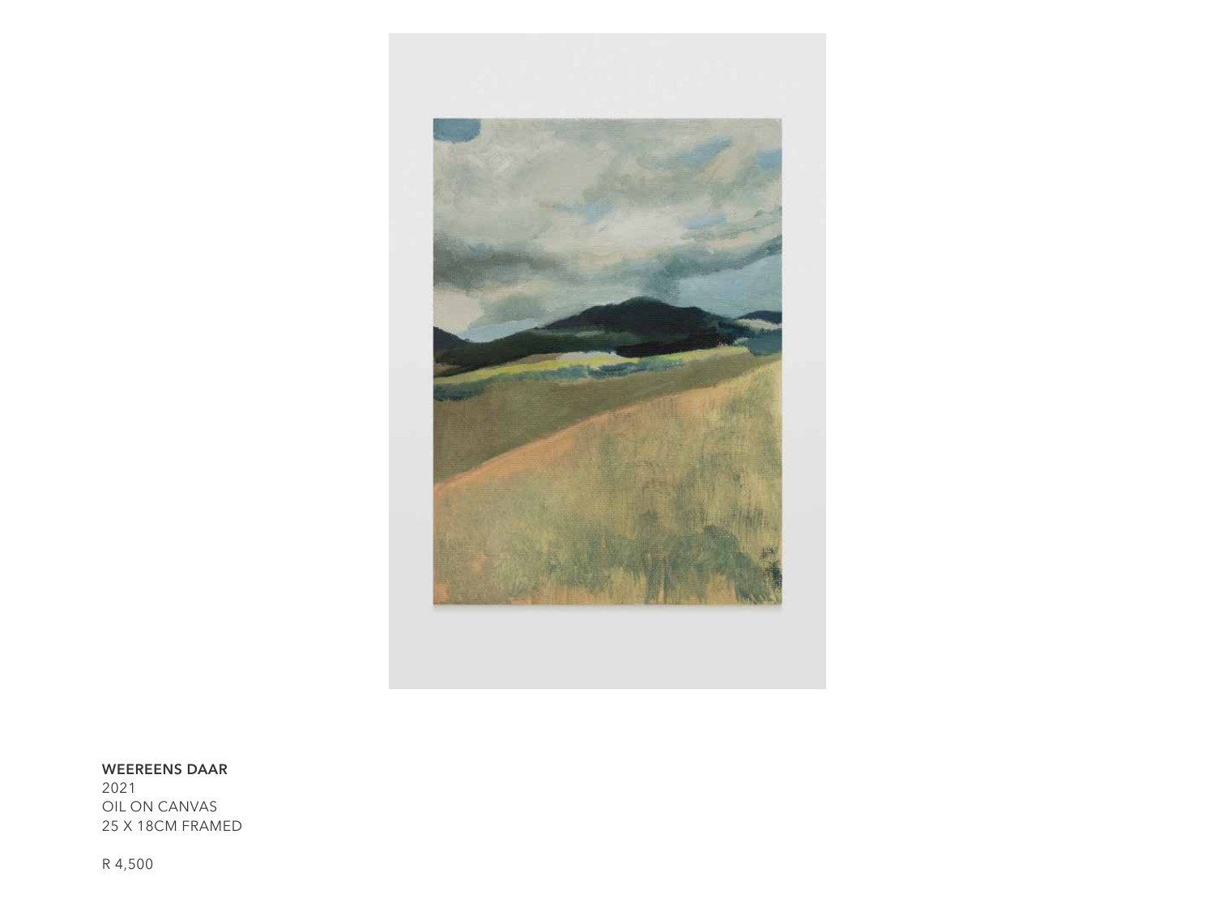**WEEREENS DAAR**
2021
OIL ON CANVAS
25 X 18CM FRAMED

R 4,500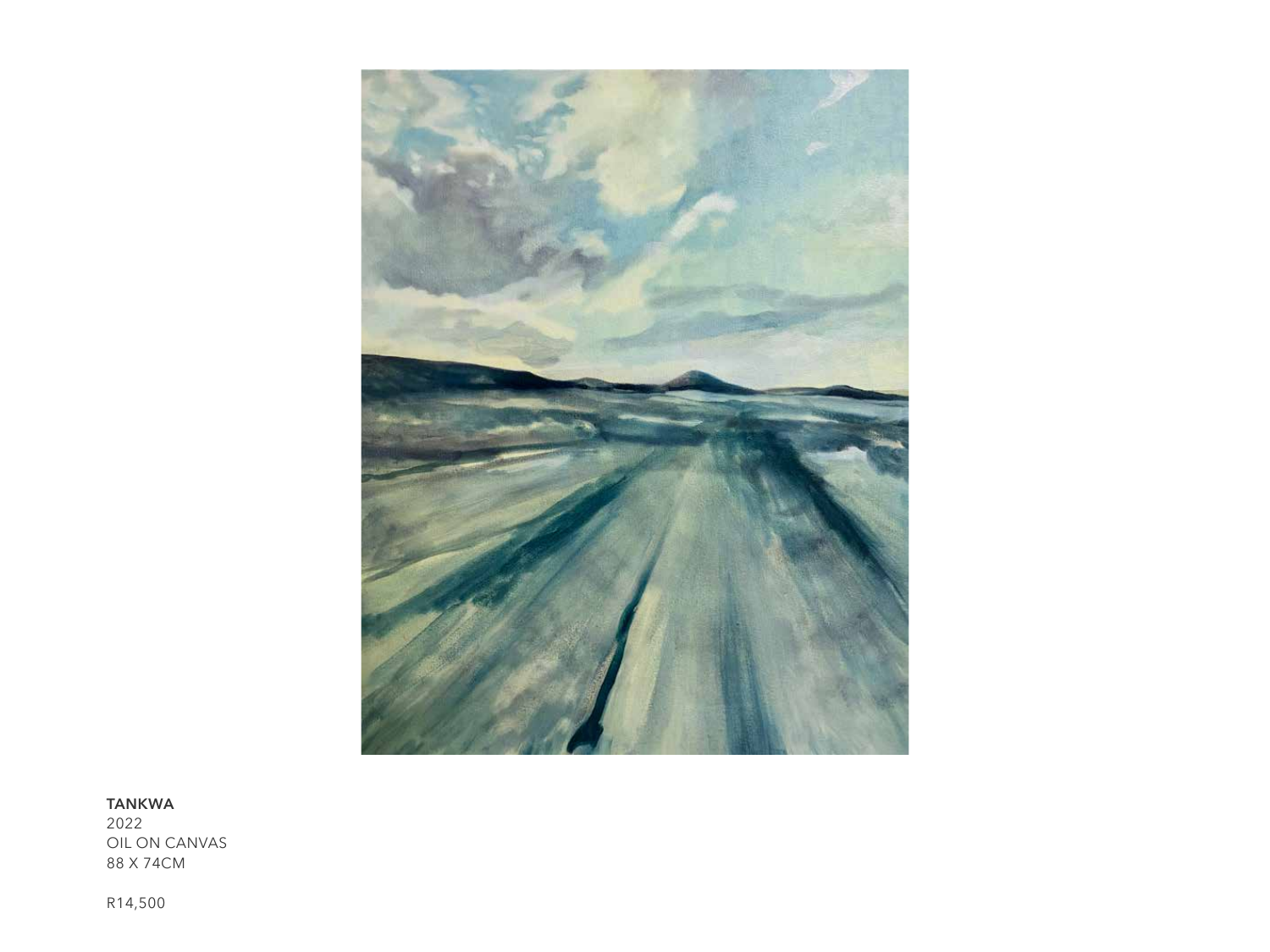**TANKWA**
2022
OIL ON CANVAS
88 X 74CM

R14,500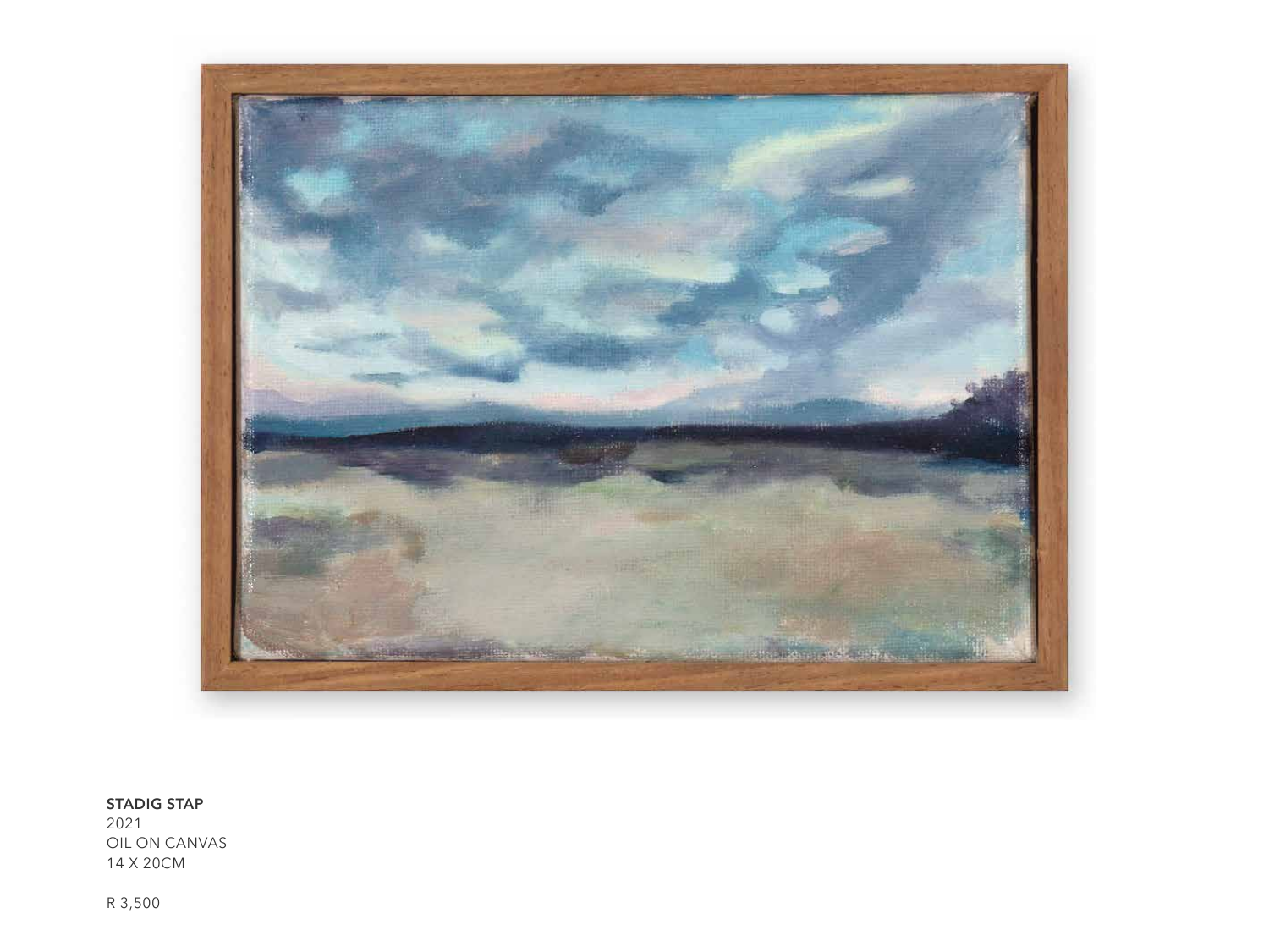**STADIG STAP**
2021
OIL ON CANVAS
14 X 20CM

R 3,500